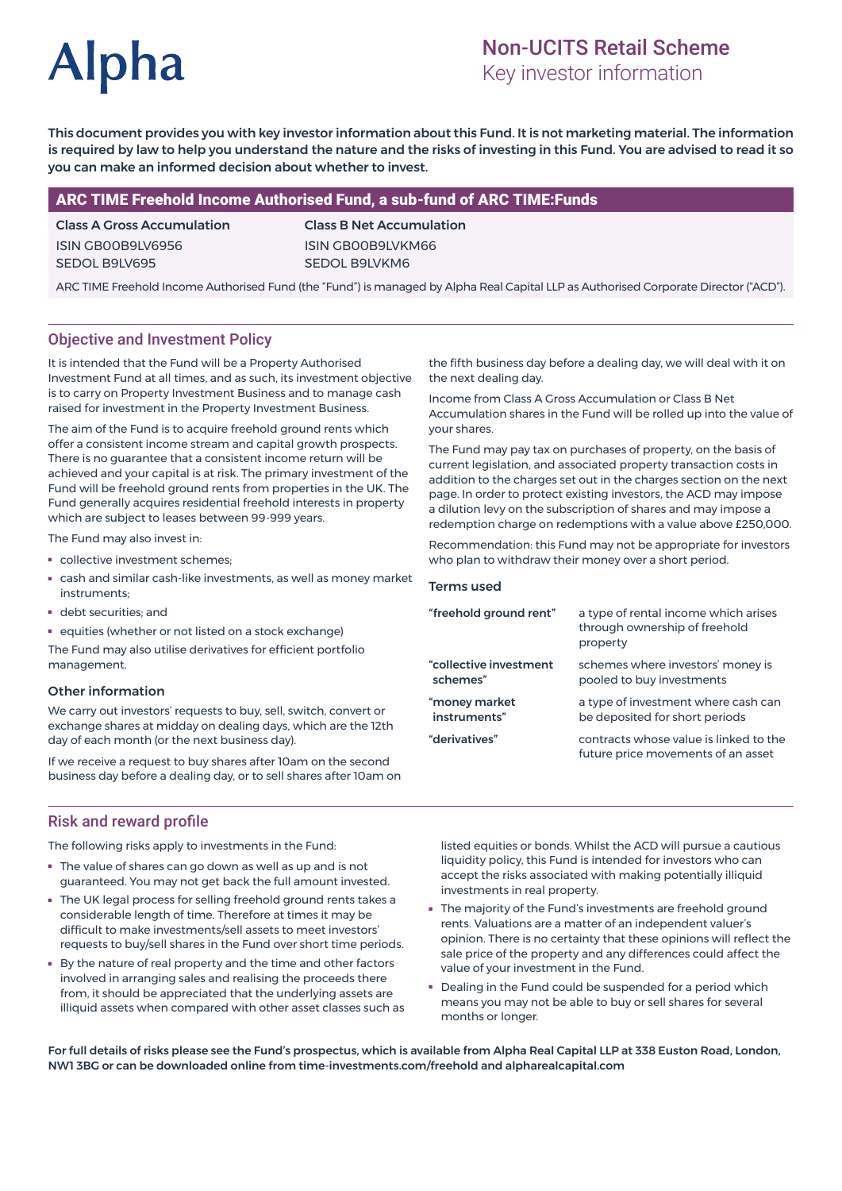Alpha

# Non-UCITS Retail Scheme
Key investor information

**This document provides you with key investor information about this Fund. It is not marketing material. The information is required by law to help you understand the nature and the risks of investing in this Fund. You are advised to read it so you can make an informed decision about whether to invest.**

## ARC TIME Freehold Income Authorised Fund, a sub-fund of ARC TIME:Funds

| Class A Gross Accumulation | Class B Net Accumulation |
|---|---|
| ISIN GB00B9LV6956 | ISIN GB00B9LVKM66 |
| SEDOL B9LV695 | SEDOL B9LVKM6 |

ARC TIME Freehold Income Authorised Fund (the "Fund") is managed by Alpha Real Capital LLP as Authorised Corporate Director ("ACD").

## Objective and Investment Policy

It is intended that the Fund will be a Property Authorised Investment Fund at all times, and as such, its investment objective is to carry on Property Investment Business and to manage cash raised for investment in the Property Investment Business.

The aim of the Fund is to acquire freehold ground rents which offer a consistent income stream and capital growth prospects. There is no guarantee that a consistent income return will be achieved and your capital is at risk. The primary investment of the Fund will be freehold ground rents from properties in the UK. The Fund generally acquires residential freehold interests in property which are subject to leases between 99-999 years.

The Fund may also invest in:

- collective investment schemes;
- cash and similar cash-like investments, as well as money market instruments;
- debt securities; and
- equities (whether or not listed on a stock exchange)

The Fund may also utilise derivatives for efficient portfolio management.

### Other information

We carry out investors' requests to buy, sell, switch, convert or exchange shares at midday on dealing days, which are the 12th day of each month (or the next business day).

If we receive a request to buy shares after 10am on the second business day before a dealing day, or to sell shares after 10am on the fifth business day before a dealing day, we will deal with it on the next dealing day.

Income from Class A Gross Accumulation or Class B Net Accumulation shares in the Fund will be rolled up into the value of your shares.

The Fund may pay tax on purchases of property, on the basis of current legislation, and associated property transaction costs in addition to the charges set out in the charges section on the next page. In order to protect existing investors, the ACD may impose a dilution levy on the subscription of shares and may impose a redemption charge on redemptions with a value above £250,000.

Recommendation: this Fund may not be appropriate for investors who plan to withdraw their money over a short period.

### Terms used

| Term | Meaning |
|---|---|
| **"freehold ground rent"** | a type of rental income which arises through ownership of freehold property |
| **"collective investment schemes"** | schemes where investors' money is pooled to buy investments |
| **"money market instruments"** | a type of investment where cash can be deposited for short periods |
| **"derivatives"** | contracts whose value is linked to the future price movements of an asset |

## Risk and reward profile

The following risks apply to investments in the Fund:

- The value of shares can go down as well as up and is not guaranteed. You may not get back the full amount invested.
- The UK legal process for selling freehold ground rents takes a considerable length of time. Therefore at times it may be difficult to make investments/sell assets to meet investors' requests to buy/sell shares in the Fund over short time periods.
- By the nature of real property and the time and other factors involved in arranging sales and realising the proceeds there from, it should be appreciated that the underlying assets are illiquid assets when compared with other asset classes such as listed equities or bonds. Whilst the ACD will pursue a cautious liquidity policy, this Fund is intended for investors who can accept the risks associated with making potentially illiquid investments in real property.
- The majority of the Fund's investments are freehold ground rents. Valuations are a matter of an independent valuer's opinion. There is no certainty that these opinions will reflect the sale price of the property and any differences could affect the value of your investment in the Fund.
- Dealing in the Fund could be suspended for a period which means you may not be able to buy or sell shares for several months or longer.

**For full details of risks please see the Fund's prospectus, which is available from Alpha Real Capital LLP at 338 Euston Road, London, NW1 3BG or can be downloaded online from time-investments.com/freehold and alpharealcapital.com**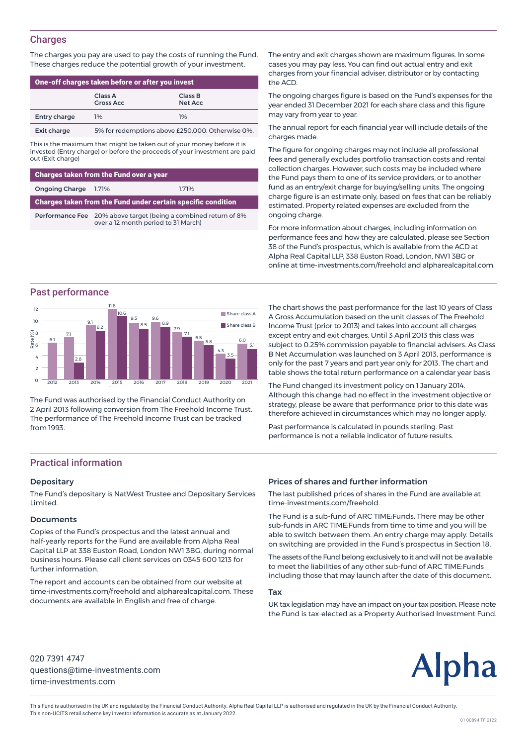## Charges

The charges you pay are used to pay the costs of running the Fund. These charges reduce the potential growth of your investment.

| One-off charges taken before or after you invest | | |
|---|---|---|
| | Class A Gross Acc | Class B Net Acc |
| Entry charge | 1% | 1% |
| Exit charge | 5% for redemptions above £250,000. Otherwise 0%. | |

This is the maximum that might be taken out of your money before it is invested (Entry charge) or before the proceeds of your investment are paid out (Exit charge)

| Charges taken from the Fund over a year | | |
|---|---|---|
| Ongoing Charge | 1.71% | 1.71% |
| **Charges taken from the Fund under certain specific condition** | | |
| Performance Fee | 20% above target (being a combined return of 8% over a 12 month period to 31 March) | |

The entry and exit charges shown are maximum figures. In some cases you may pay less. You can find out actual entry and exit charges from your financial adviser, distributor or by contacting the ACD.

The ongoing charges figure is based on the Fund's expenses for the year ended 31 December 2021 for each share class and this figure may vary from year to year.

The annual report for each financial year will include details of the charges made.

The figure for ongoing charges may not include all professional fees and generally excludes portfolio transaction costs and rental collection charges. However, such costs may be included where the Fund pays them to one of its service providers, or to another fund as an entry/exit charge for buying/selling units. The ongoing charge figure is an estimate only, based on fees that can be reliably estimated. Property related expenses are excluded from the ongoing charge.

For more information about charges, including information on performance fees and how they are calculated, please see Section 38 of the Fund's prospectus, which is available from the ACD at Alpha Real Capital LLP, 338 Euston Road, London, NW1 3BG or online at time-investments.com/freehold and alpharealcapital.com.

## Past performance

Rate (%)
12
10
8
6
4
2
0
Share class A
Share class B
6.1
7.1
2.8
9.1
8.2
11.8
10.6
9.5
8.5
9.6
8.9
7.9
7.1
6.5
5.8
4.3
3.5
6.0
5.1
2012
2013
2014
2015
2016
2017
2018
2019
2020
2021

The Fund was authorised by the Financial Conduct Authority on 2 April 2013 following conversion from The Freehold Income Trust. The performance of The Freehold Income Trust can be tracked from 1993.

The chart shows the past performance for the last 10 years of Class A Gross Accumulation based on the unit classes of The Freehold Income Trust (prior to 2013) and takes into account all charges except entry and exit charges. Until 3 April 2013 this class was subject to 0.25% commission payable to financial advisers. As Class B Net Accumulation was launched on 3 April 2013, performance is only for the past 7 years and part year only for 2013. The chart and table shows the total return performance on a calendar year basis.

The Fund changed its investment policy on 1 January 2014. Although this change had no effect in the investment objective or strategy, please be aware that performance prior to this date was therefore achieved in circumstances which may no longer apply.

Past performance is calculated in pounds sterling. Past performance is not a reliable indicator of future results.

## Practical information

### Depositary

The Fund's depositary is NatWest Trustee and Depositary Services Limited.

### Documents

Copies of the Fund's prospectus and the latest annual and half-yearly reports for the Fund are available from Alpha Real Capital LLP at 338 Euston Road, London NW1 3BG, during normal business hours. Please call client services on 0345 600 1213 for further information.

The report and accounts can be obtained from our website at time-investments.com/freehold and alpharealcapital.com. These documents are available in English and free of charge.

### Prices of shares and further information

The last published prices of shares in the Fund are available at time-investments.com/freehold.

The Fund is a sub-fund of ARC TIME:Funds. There may be other sub-funds in ARC TIME:Funds from time to time and you will be able to switch between them. An entry charge may apply. Details on switching are provided in the Fund's prospectus in Section 18.

The assets of the Fund belong exclusively to it and will not be available to meet the liabilities of any other sub-fund of ARC TIME:Funds including those that may launch after the date of this document.

### Tax

UK tax legislation may have an impact on your tax position. Please note the Fund is tax-elected as a Property Authorised Investment Fund.

020 7391 4747
questions@time-investments.com
time-investments.com

Alpha

This Fund is authorised in the UK and regulated by the Financial Conduct Authority. Alpha Real Capital LLP is authorised and regulated in the UK by the Financial Conduct Authority. This non-UCITS retail scheme key investor information is accurate as at January 2022.

01 00894 TF 0122